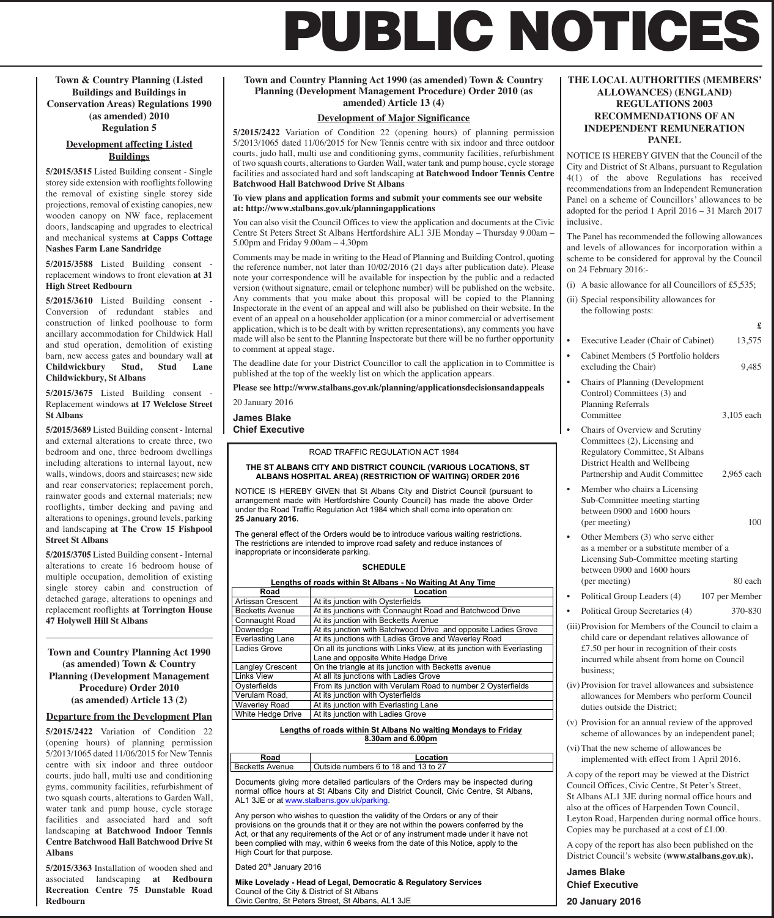# PUBLIC NOTICES

**Town & Country Planning (Listed Buildings and Buildings in Conservation Areas) Regulations 1990 (as amended) 2010 Regulation 5**

**Development affecting Listed Buildings**

**5/2015/3515** Listed Building consent - Single storey side extension with rooflights following the removal of existing single storey side projections, removal of existing canopies, new wooden canopy on NW face, replacement doors, landscaping and upgrades to electrical and mechanical systems **at Capps Cottage Nashes Farm Lane Sandridge**

**5/2015/3588** Listed Building consent - replacement windows to front elevation **at 31 High Street Redbourn**

**5/2015/3610** Listed Building consent - Conversion of redundant stables and construction of linked poolhouse to form ancillary accommodation for Childwick Hall and stud operation, demolition of existing barn, new access gates and boundary wall **at Childwickbury Stud, Stud Lane Childwickbury, St Albans**

**5/2015/3675** Listed Building consent - Replacement windows **at 17 Welclose Street St Albans**

**5/2015/3689** Listed Building consent - Internal and external alterations to create three, two bedroom and one, three bedroom dwellings including alterations to internal layout, new walls, windows, doors and staircases; new side and rear conservatories; replacement porch, rainwater goods and external materials; new rooflights, timber decking and paving and alterations to openings, ground levels, parking and landscaping **at The Crow 15 Fishpool Street St Albans**

**5/2015/3705** Listed Building consent - Internal alterations to create 16 bedroom house of multiple occupation, demolition of existing single storey cabin and construction of detached garage, alterations to openings and replacement rooflights **at Torrington House 47 Holywell Hill St Albans**

---

**Town and Country Planning Act 1990 (as amended) Town & Country Planning (Development Management Procedure) Order 2010 (as amended) Article 13 (2)**

**Departure from the Development Plan**

**5/2015/2422** Variation of Condition 22 (opening hours) of planning permission 5/2013/1065 dated 11/06/2015 for New Tennis centre with six indoor and three outdoor courts, judo hall, multi use and conditioning gyms, community facilities, refurbishment of two squash courts, alterations to Garden Wall, water tank and pump house, cycle storage facilities and associated hard and soft landscaping **at Batchwood Indoor Tennis Centre Batchwood Hall Batchwood Drive St Albans**

**5/2015/3363** Installation of wooden shed and associated landscaping **at Redbourn Recreation Centre 75 Dunstable Road Redbourn**

---

**Town and Country Planning Act 1990 (as amended) Town & Country Planning (Development Management Procedure) Order 2010 (as amended) Article 13 (4)**

**Development of Major Significance**

**5/2015/2422** Variation of Condition 22 (opening hours) of planning permission 5/2013/1065 dated 11/06/2015 for New Tennis centre with six indoor and three outdoor courts, judo hall, multi use and conditioning gyms, community facilities, refurbishment of two squash courts, alterations to Garden Wall, water tank and pump house, cycle storage facilities and associated hard and soft landscaping **at Batchwood Indoor Tennis Centre Batchwood Hall Batchwood Drive St Albans**

**To view plans and application forms and submit your comments see our website at: http://www.stalbans.gov.uk/planningapplications**

You can also visit the Council Offices to view the application and documents at the Civic Centre St Peters Street St Albans Hertfordshire AL1 3JE Monday – Thursday 9.00am – 5.00pm and Friday 9.00am – 4.30pm

Comments may be made in writing to the Head of Planning and Building Control, quoting the reference number, not later than 10/02/2016 (21 days after publication date). Please note your correspondence will be available for inspection by the public and a redacted version (without signature, email or telephone number) will be published on the website. Any comments that you make about this proposal will be copied to the Planning Inspectorate in the event of an appeal and will also be published on their website. In the event of an appeal on a householder application (or a minor commercial or advertisement application, which is to be dealt with by written representations), any comments you have made will also be sent to the Planning Inspectorate but there will be no further opportunity to comment at appeal stage.

The deadline date for your District Councillor to call the application in to Committee is published at the top of the weekly list on which the application appears.

**Please see http://www.stalbans.gov.uk/planning/applicationsdecisionsandappeals**

20 January 2016

**James Blake**
**Chief Executive**

---

ROAD TRAFFIC REGULATION ACT 1984

**THE ST ALBANS CITY AND DISTRICT COUNCIL (VARIOUS LOCATIONS, ST ALBANS HOSPITAL AREA) (RESTRICTION OF WAITING) ORDER 2016**

NOTICE IS HEREBY GIVEN that St Albans City and District Council (pursuant to arrangement made with Hertfordshire County Council) has made the above Order under the Road Traffic Regulation Act 1984 which shall come into operation on: **25 January 2016.**

The general effect of the Orders would be to introduce various waiting restrictions. The restrictions are intended to improve road safety and reduce instances of inappropriate or inconsiderate parking.

**SCHEDULE**

**Lengths of roads within St Albans - No Waiting At Any Time**

| Road | Location |
|---|---|
| Artissan Crescent | At its junction with Oysterfields |
| Becketts Avenue | At its junctions with Connaught Road and Batchwood Drive |
| Connaught Road | At its junction with Becketts Avenue |
| Downedge | At its junction with Batchwood Drive and opposite Ladies Grove |
| Everlasting Lane | At its junctions with Ladies Grove and Waverley Road |
| Ladies Grove | On all its junctions with Links View, at its junction with Everlasting Lane and opposite White Hedge Drive |
| Langley Crescent | On the triangle at its junction with Becketts avenue |
| Links View | At all its junctions with Ladies Grove |
| Oysterfields | From its junction with Verulam Road to number 2 Oysterfields |
| Verulam Road, | At its junction with Oysterfields |
| Waverley Road | At its junction with Everlasting Lane |
| White Hedge Drive | At its junction with Ladies Grove |

**Lengths of roads within St Albans No waiting Mondays to Friday 8.30am and 6.00pm**

| Road | Location |
|---|---|
| Becketts Avenue | Outside numbers 6 to 18 and 13 to 27 |

Documents giving more detailed particulars of the Orders may be inspected during normal office hours at St Albans City and District Council, Civic Centre, St Albans, AL1 3JE or at www.stalbans.gov.uk/parking.

Any person who wishes to question the validity of the Orders or any of their provisions on the grounds that it or they are not within the powers conferred by the Act, or that any requirements of the Act or of any instrument made under it have not been complied with may, within 6 weeks from the date of this Notice, apply to the High Court for that purpose.

Dated 20th January 2016

**Mike Lovelady - Head of Legal, Democratic & Regulatory Services**
Council of the City & District of St Albans
Civic Centre, St Peters Street, St Albans, AL1 3JE

---

**THE LOCAL AUTHORITIES (MEMBERS' ALLOWANCES) (ENGLAND) REGULATIONS 2003 RECOMMENDATIONS OF AN INDEPENDENT REMUNERATION PANEL**

NOTICE IS HEREBY GIVEN that the Council of the City and District of St Albans, pursuant to Regulation 4(1) of the above Regulations has received recommendations from an Independent Remuneration Panel on a scheme of Councillors' allowances to be adopted for the period 1 April 2016 – 31 March 2017 inclusive.

The Panel has recommended the following allowances and levels of allowances for incorporation within a scheme to be considered for approval by the Council on 24 February 2016:-

(i) A basic allowance for all Councillors of £5,535;

(ii) Special responsibility allowances for the following posts:

| | £ |
|---|---|
| • Executive Leader (Chair of Cabinet) | 13,575 |
| • Cabinet Members (5 Portfolio holders excluding the Chair) | 9,485 |
| • Chairs of Planning (Development Control) Committees (3) and Planning Referrals Committee | 3,105 each |
| • Chairs of Overview and Scrutiny Committees (2), Licensing and Regulatory Committee, St Albans District Health and Wellbeing Partnership and Audit Committee | 2,965 each |
| • Member who chairs a Licensing Sub-Committee meeting starting between 0900 and 1600 hours (per meeting) | 100 |
| • Other Members (3) who serve either as a member or a substitute member of a Licensing Sub-Committee meeting starting between 0900 and 1600 hours (per meeting) | 80 each |
| • Political Group Leaders (4) | 107 per Member |
| • Political Group Secretaries (4) | 370-830 |

(iii) Provision for Members of the Council to claim a child care or dependant relatives allowance of £7.50 per hour in recognition of their costs incurred while absent from home on Council business;

(iv) Provision for travel allowances and subsistence allowances for Members who perform Council duties outside the District;

(v) Provision for an annual review of the approved scheme of allowances by an independent panel;

(vi) That the new scheme of allowances be implemented with effect from 1 April 2016.

A copy of the report may be viewed at the District Council Offices, Civic Centre, St Peter's Street, St Albans AL1 3JE during normal office hours and also at the offices of Harpenden Town Council, Leyton Road, Harpenden during normal office hours. Copies may be purchased at a cost of £1.00.

A copy of the report has also been published on the District Council's website **(www.stalbans.gov.uk)**.

**James Blake**
**Chief Executive**
**20 January 2016**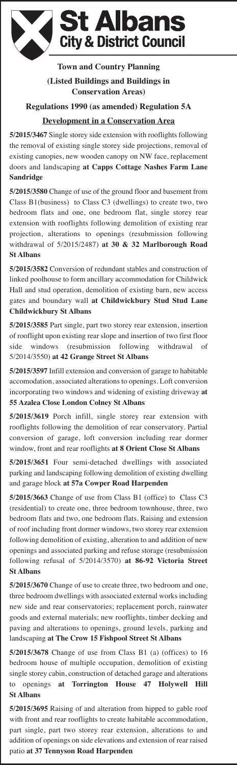# St Albans City & District Council

**Town and Country Planning**

**(Listed Buildings and Buildings in Conservation Areas)**

**Regulations 1990 (as amended) Regulation 5A**

**Development in a Conservation Area**

**5/2015/3467** Single storey side extension with rooflights following the removal of existing single storey side projections, removal of existing canopies, new wooden canopy on NW face, replacement doors and landscaping **at Capps Cottage Nashes Farm Lane Sandridge**

**5/2015/3580** Change of use of the ground floor and basement from Class B1(business) to Class C3 (dwellings) to create two, two bedroom flats and one, one bedroom flat, single storey rear extension with rooflights following demolition of existing rear projection, alterations to openings (resubmission following withdrawal of 5/2015/2487) **at 30 & 32 Marlborough Road St Albans**

**5/2015/3582** Conversion of redundant stables and construction of linked poolhouse to form ancillary accommodation for Childwick Hall and stud operation, demolition of existing barn, new access gates and boundary wall **at Childwickbury Stud Stud Lane Childwickbury St Albans**

**5/2015/3585** Part single, part two storey rear extension, insertion of rooflight upon existing rear slope and insertion of two first floor side windows (resubmission following withdrawal of 5/2014/3550) **at 42 Grange Street St Albans**

**5/2015/3597** Infill extension and conversion of garage to habitable accomodation, associated alterations to openings. Loft conversion incorporating two windows and widening of existing driveway **at 55 Azalea Close London Colney St Albans**

**5/2015/3619** Porch infill, single storey rear extension with rooflights following the demolition of rear conservatory. Partial conversion of garage, loft conversion including rear dormer window, front and rear rooflights **at 8 Orient Close St Albans**

**5/2015/3651** Four semi-detached dwellings with associated parking and landscaping following demolition of existing dwelling and garage block **at 57a Cowper Road Harpenden**

**5/2015/3663** Change of use from Class B1 (office) to Class C3 (residential) to create one, three bedroom townhouse, three, two bedroom flats and two, one bedroom flats. Raising and extension of roof including front dormer windows, two storey rear extension following demolition of existing, alteration to and addition of new openings and associated parking and refuse storage (resubmission following refusal of 5/2014/3570) **at 86-92 Victoria Street St Albans**

**5/2015/3670** Change of use to create three, two bedroom and one, three bedroom dwellings with associated external works including new side and rear conservatories; replacement porch, rainwater goods and external materials; new rooflights, timber decking and paving and alterations to openings, ground levels, parking and landscaping **at The Crow 15 Fishpool Street St Albans**

**5/2015/3678** Change of use from Class B1 (a) (offices) to 16 bedroom house of multiple occupation, demolition of existing single storey cabin, construction of detached garage and alterations to openings **at Torrington House 47 Holywell Hill St Albans**

**5/2015/3695** Raising of and alteration from hipped to gable roof with front and rear rooflights to create habitable accommodation, part single, part two storey rear extension, alterations to and addition of openings on side elevations and extension of rear raised patio **at 37 Tennyson Road Harpenden**